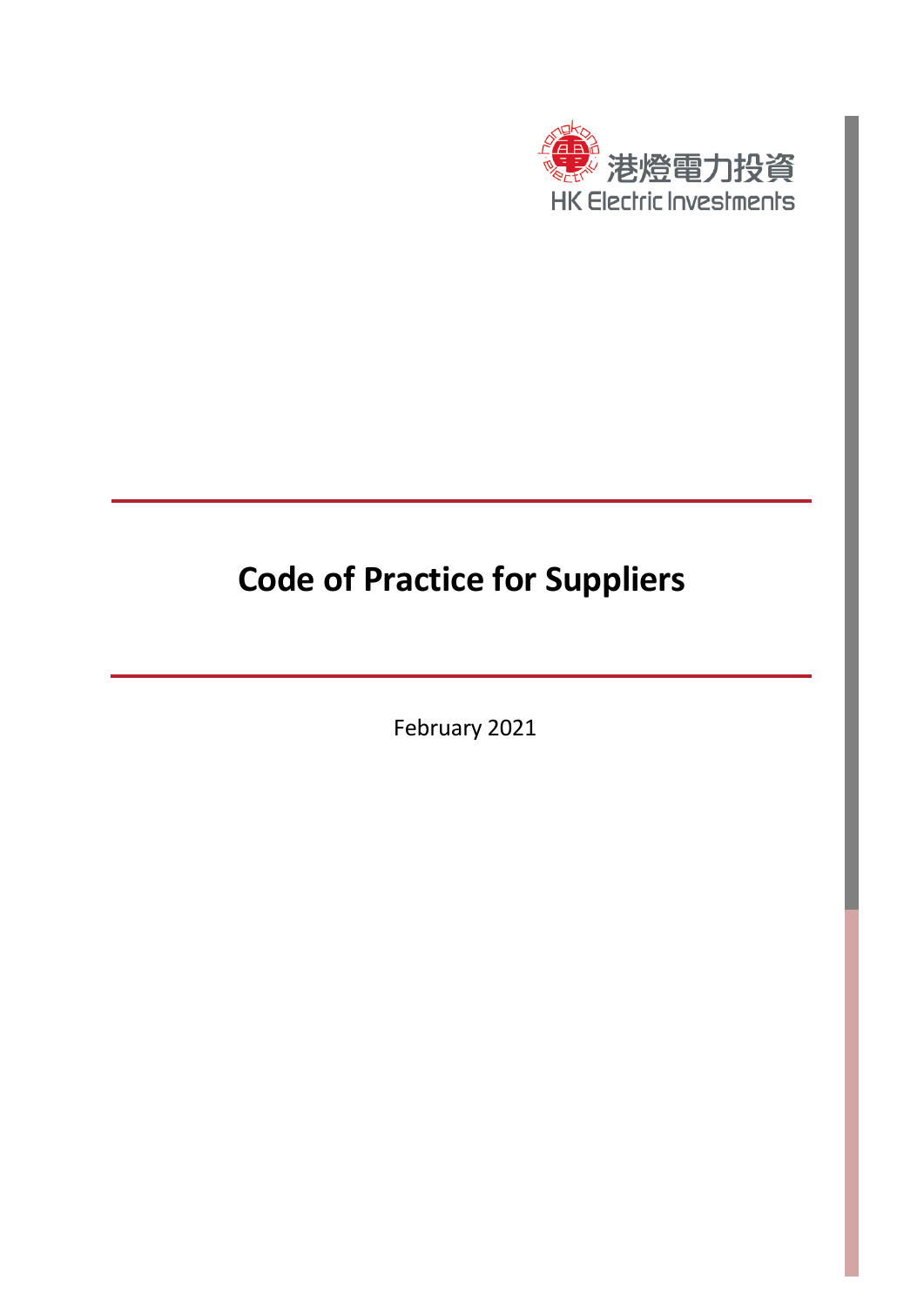港燈電力投資
HK Electric Investments

# Code of Practice for Suppliers

February 2021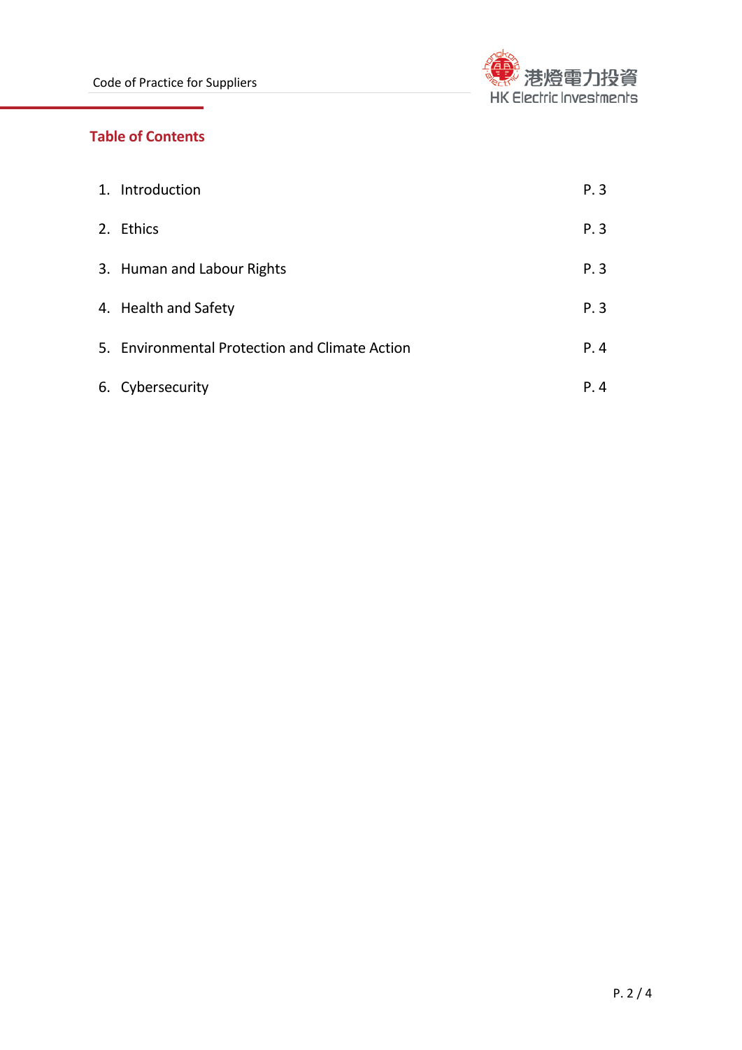## Table of Contents

| | |
|---|---|
| 1. Introduction | P. 3 |
| 2. Ethics | P. 3 |
| 3. Human and Labour Rights | P. 3 |
| 4. Health and Safety | P. 3 |
| 5. Environmental Protection and Climate Action | P. 4 |
| 6. Cybersecurity | P. 4 |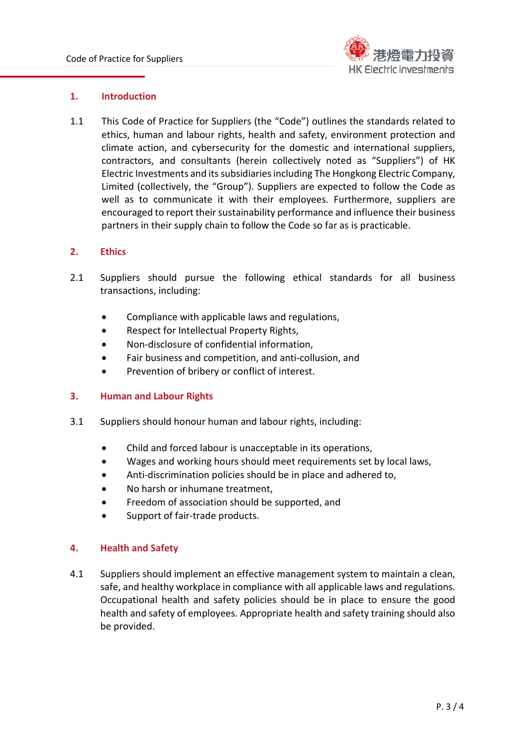## 1. Introduction

1.1 This Code of Practice for Suppliers (the "Code") outlines the standards related to ethics, human and labour rights, health and safety, environment protection and climate action, and cybersecurity for the domestic and international suppliers, contractors, and consultants (herein collectively noted as "Suppliers") of HK Electric Investments and its subsidiaries including The Hongkong Electric Company, Limited (collectively, the "Group"). Suppliers are expected to follow the Code as well as to communicate it with their employees. Furthermore, suppliers are encouraged to report their sustainability performance and influence their business partners in their supply chain to follow the Code so far as is practicable.

## 2. Ethics

2.1 Suppliers should pursue the following ethical standards for all business transactions, including:

- Compliance with applicable laws and regulations,
- Respect for Intellectual Property Rights,
- Non-disclosure of confidential information,
- Fair business and competition, and anti-collusion, and
- Prevention of bribery or conflict of interest.

## 3. Human and Labour Rights

3.1 Suppliers should honour human and labour rights, including:

- Child and forced labour is unacceptable in its operations,
- Wages and working hours should meet requirements set by local laws,
- Anti-discrimination policies should be in place and adhered to,
- No harsh or inhumane treatment,
- Freedom of association should be supported, and
- Support of fair-trade products.

## 4. Health and Safety

4.1 Suppliers should implement an effective management system to maintain a clean, safe, and healthy workplace in compliance with all applicable laws and regulations. Occupational health and safety policies should be in place to ensure the good health and safety of employees. Appropriate health and safety training should also be provided.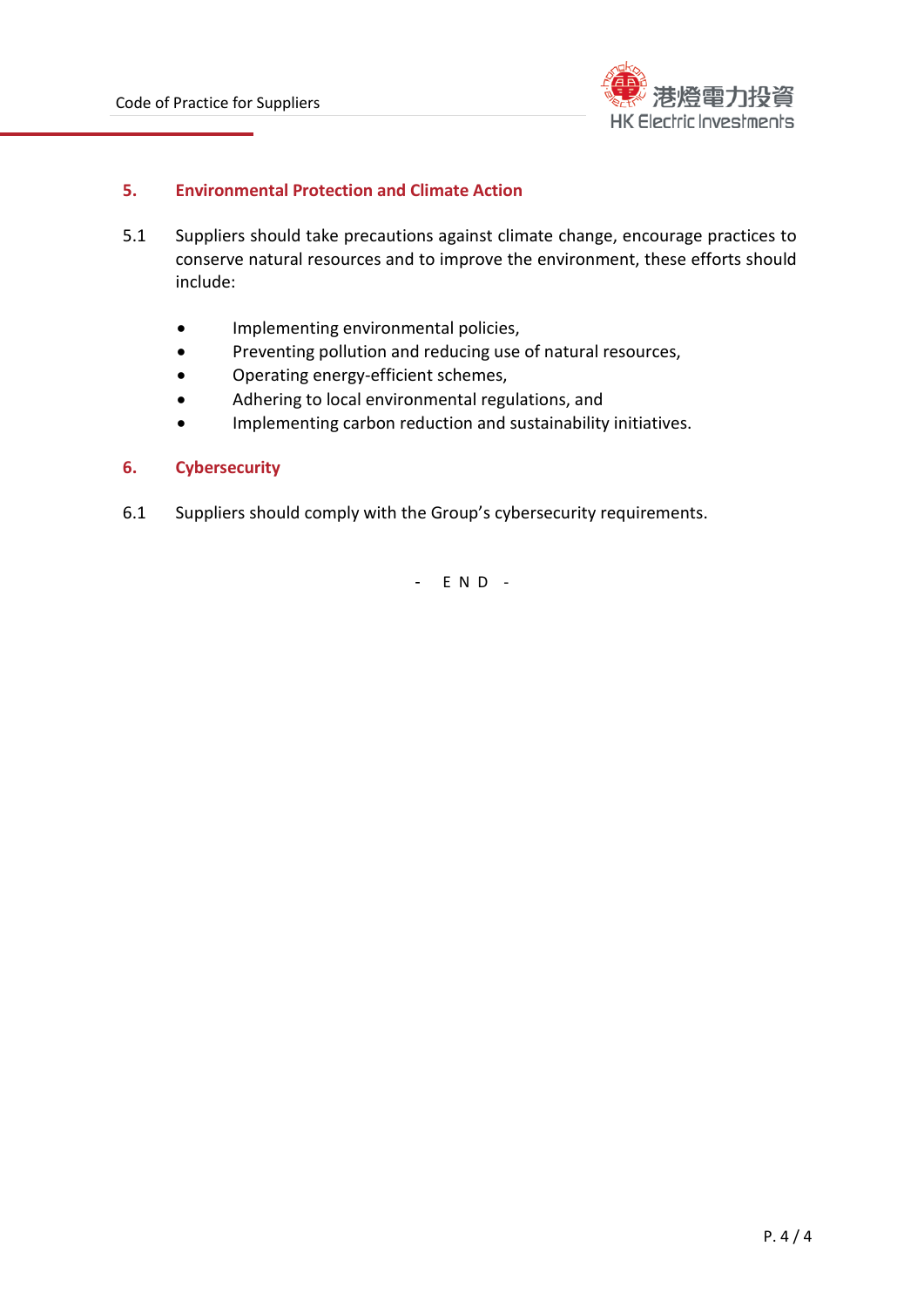## 5. Environmental Protection and Climate Action

5.1 Suppliers should take precautions against climate change, encourage practices to conserve natural resources and to improve the environment, these efforts should include:

- Implementing environmental policies,
- Preventing pollution and reducing use of natural resources,
- Operating energy-efficient schemes,
- Adhering to local environmental regulations, and
- Implementing carbon reduction and sustainability initiatives.

## 6. Cybersecurity

6.1 Suppliers should comply with the Group's cybersecurity requirements.

\- E N D -